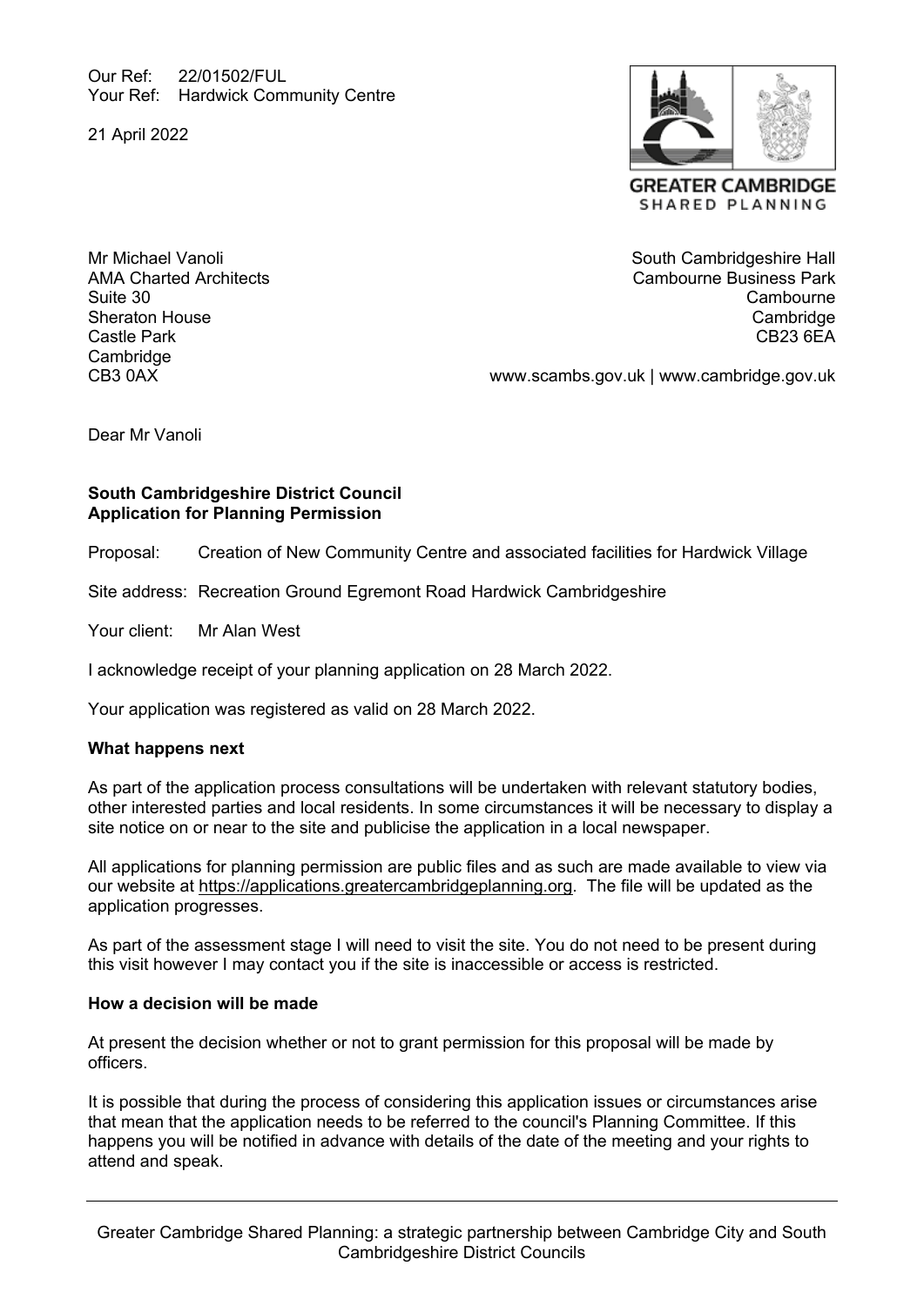Our Ref: 22/01502/FUL
Your Ref: Hardwick Community Centre

21 April 2022

GREATER CAMBRIDGE
SHARED PLANNING

Mr Michael Vanoli
AMA Charted Architects
Suite 30
Sheraton House
Castle Park
Cambridge
CB3 0AX

South Cambridgeshire Hall
Cambourne Business Park
Cambourne
Cambridge
CB23 6EA

www.scambs.gov.uk | www.cambridge.gov.uk

Dear Mr Vanoli

**South Cambridgeshire District Council**
**Application for Planning Permission**

Proposal: Creation of New Community Centre and associated facilities for Hardwick Village

Site address: Recreation Ground Egremont Road Hardwick Cambridgeshire

Your client: Mr Alan West

I acknowledge receipt of your planning application on 28 March 2022.

Your application was registered as valid on 28 March 2022.

**What happens next**

As part of the application process consultations will be undertaken with relevant statutory bodies, other interested parties and local residents. In some circumstances it will be necessary to display a site notice on or near to the site and publicise the application in a local newspaper.

All applications for planning permission are public files and as such are made available to view via our website at https://applications.greatercambridgeplanning.org. The file will be updated as the application progresses.

As part of the assessment stage I will need to visit the site. You do not need to be present during this visit however I may contact you if the site is inaccessible or access is restricted.

**How a decision will be made**

At present the decision whether or not to grant permission for this proposal will be made by officers.

It is possible that during the process of considering this application issues or circumstances arise that mean that the application needs to be referred to the council's Planning Committee. If this happens you will be notified in advance with details of the date of the meeting and your rights to attend and speak.

Greater Cambridge Shared Planning: a strategic partnership between Cambridge City and South Cambridgeshire District Councils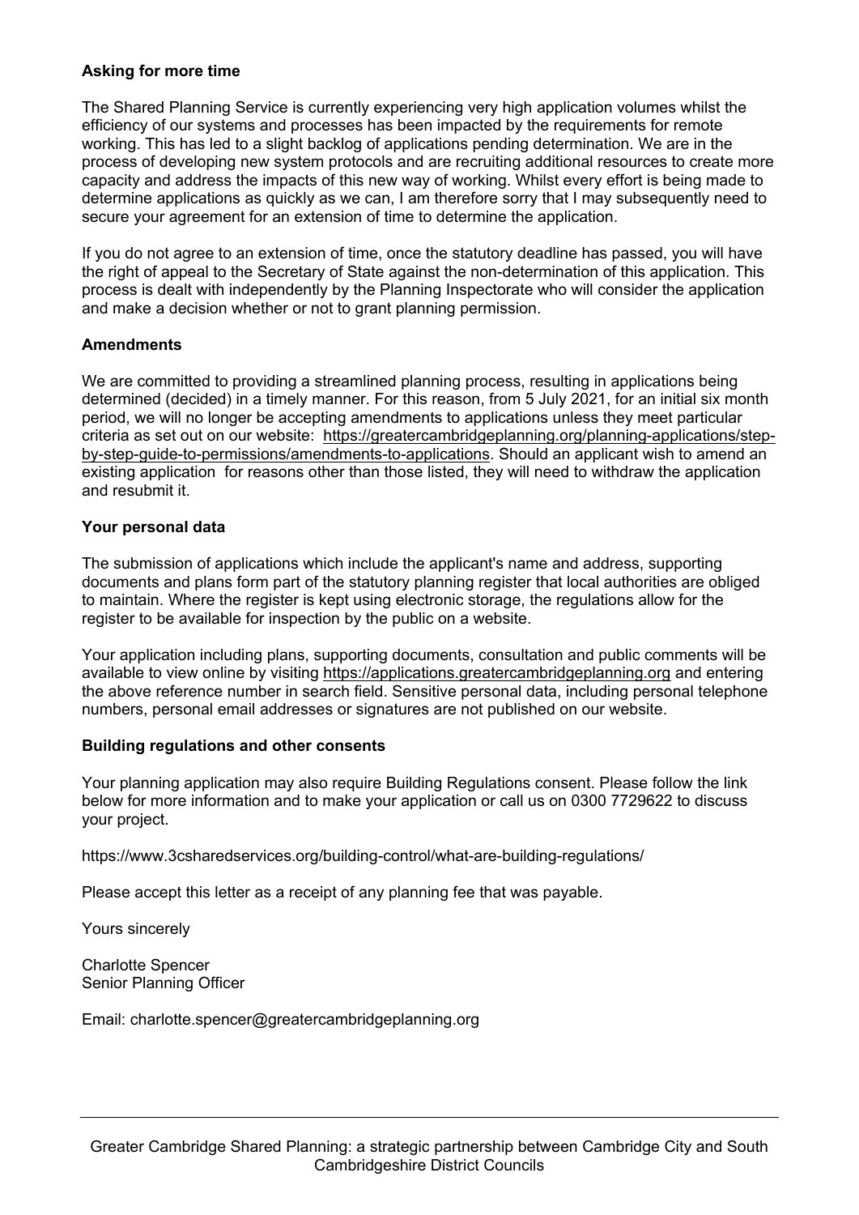**Asking for more time**

The Shared Planning Service is currently experiencing very high application volumes whilst the efficiency of our systems and processes has been impacted by the requirements for remote working. This has led to a slight backlog of applications pending determination. We are in the process of developing new system protocols and are recruiting additional resources to create more capacity and address the impacts of this new way of working. Whilst every effort is being made to determine applications as quickly as we can, I am therefore sorry that I may subsequently need to secure your agreement for an extension of time to determine the application.

If you do not agree to an extension of time, once the statutory deadline has passed, you will have the right of appeal to the Secretary of State against the non-determination of this application. This process is dealt with independently by the Planning Inspectorate who will consider the application and make a decision whether or not to grant planning permission.

**Amendments**

We are committed to providing a streamlined planning process, resulting in applications being determined (decided) in a timely manner. For this reason, from 5 July 2021, for an initial six month period, we will no longer be accepting amendments to applications unless they meet particular criteria as set out on our website: https://greatercambridgeplanning.org/planning-applications/step-by-step-guide-to-permissions/amendments-to-applications. Should an applicant wish to amend an existing application for reasons other than those listed, they will need to withdraw the application and resubmit it.

**Your personal data**

The submission of applications which include the applicant's name and address, supporting documents and plans form part of the statutory planning register that local authorities are obliged to maintain. Where the register is kept using electronic storage, the regulations allow for the register to be available for inspection by the public on a website.

Your application including plans, supporting documents, consultation and public comments will be available to view online by visiting https://applications.greatercambridgeplanning.org and entering the above reference number in search field. Sensitive personal data, including personal telephone numbers, personal email addresses or signatures are not published on our website.

**Building regulations and other consents**

Your planning application may also require Building Regulations consent. Please follow the link below for more information and to make your application or call us on 0300 7729622 to discuss your project.

https://www.3csharedservices.org/building-control/what-are-building-regulations/

Please accept this letter as a receipt of any planning fee that was payable.

Yours sincerely

Charlotte Spencer
Senior Planning Officer

Email: charlotte.spencer@greatercambridgeplanning.org

Greater Cambridge Shared Planning: a strategic partnership between Cambridge City and South Cambridgeshire District Councils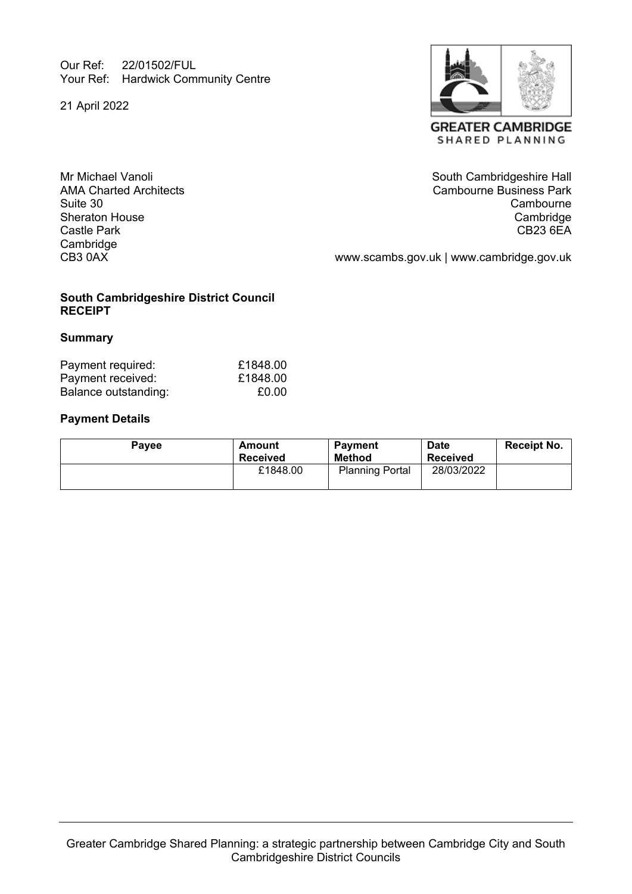Our Ref: 22/01502/FUL
Your Ref: Hardwick Community Centre

21 April 2022

GREATER CAMBRIDGE
SHARED PLANNING

Mr Michael Vanoli
AMA Charted Architects
Suite 30
Sheraton House
Castle Park
Cambridge
CB3 0AX

South Cambridgeshire Hall
Cambourne Business Park
Cambourne
Cambridge
CB23 6EA

www.scambs.gov.uk | www.cambridge.gov.uk

**South Cambridgeshire District Council**
**RECEIPT**

### Summary

| | |
|---|---|
| Payment required: | £1848.00 |
| Payment received: | £1848.00 |
| Balance outstanding: | £0.00 |

### Payment Details

| Payee | Amount Received | Payment Method | Date Received | Receipt No. |
|---|---|---|---|---|
| | £1848.00 | Planning Portal | 28/03/2022 | |

Greater Cambridge Shared Planning: a strategic partnership between Cambridge City and South Cambridgeshire District Councils